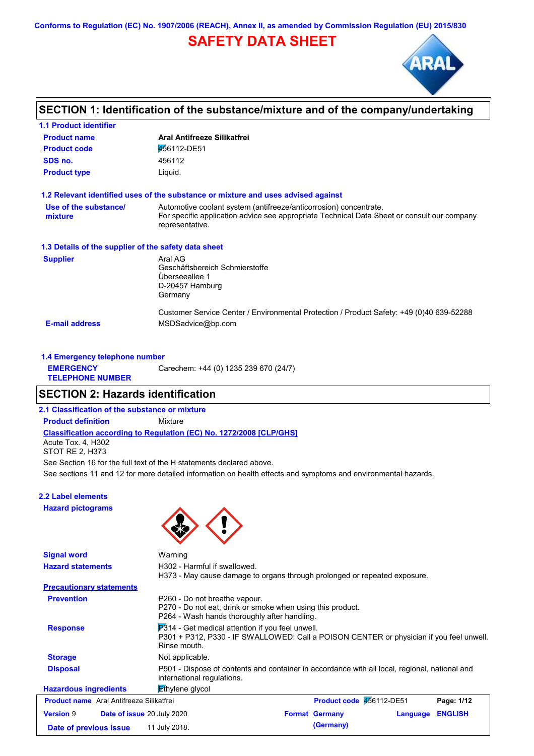Conforms to Regulation (EC) No. 1907/2006 (REACH), Annex II, as amended by Commission Regulation (EU) 2015/830

# SAFETY DATA SHEET

## SECTION 1: Identification of the substance/mixture and of the company/undertaking

### 1.1 Product identifier

| | |
|---|---|
| **Product name** | **Aral Antifreeze Silikatfrei** |
| **Product code** | 456112-DE51 |
| **SDS no.** | 456112 |
| **Product type** | Liquid. |

### 1.2 Relevant identified uses of the substance or mixture and uses advised against

| | |
|---|---|
| **Use of the substance/ mixture** | Automotive coolant system (antifreeze/anticorrosion) concentrate.<br>For specific application advice see appropriate Technical Data Sheet or consult our company representative. |

### 1.3 Details of the supplier of the safety data sheet

| | |
|---|---|
| **Supplier** | Aral AG<br>Geschäftsbereich Schmierstoffe<br>Überseeallee 1<br>D-20457 Hamburg<br>Germany<br><br>Customer Service Center / Environmental Protection / Product Safety: +49 (0)40 639-52288 |
| **E-mail address** | MSDSadvice@bp.com |

### 1.4 Emergency telephone number

| | |
|---|---|
| **EMERGENCY TELEPHONE NUMBER** | Carechem: +44 (0) 1235 239 670 (24/7) |

## SECTION 2: Hazards identification

### 2.1 Classification of the substance or mixture

**Product definition** Mixture

**Classification according to Regulation (EC) No. 1272/2008 [CLP/GHS]**

Acute Tox. 4, H302
STOT RE 2, H373

See Section 16 for the full text of the H statements declared above.

See sections 11 and 12 for more detailed information on health effects and symptoms and environmental hazards.

### 2.2 Label elements

**Hazard pictograms**

| | |
|---|---|
| **Signal word** | Warning |
| **Hazard statements** | H302 - Harmful if swallowed.<br>H373 - May cause damage to organs through prolonged or repeated exposure. |

**Precautionary statements**

| | |
|---|---|
| **Prevention** | P260 - Do not breathe vapour.<br>P270 - Do not eat, drink or smoke when using this product.<br>P264 - Wash hands thoroughly after handling. |
| **Response** | P314 - Get medical attention if you feel unwell.<br>P301 + P312, P330 - IF SWALLOWED: Call a POISON CENTER or physician if you feel unwell. Rinse mouth. |
| **Storage** | Not applicable. |
| **Disposal** | P501 - Dispose of contents and container in accordance with all local, regional, national and international regulations. |
| **Hazardous ingredients** | Ethylene glycol |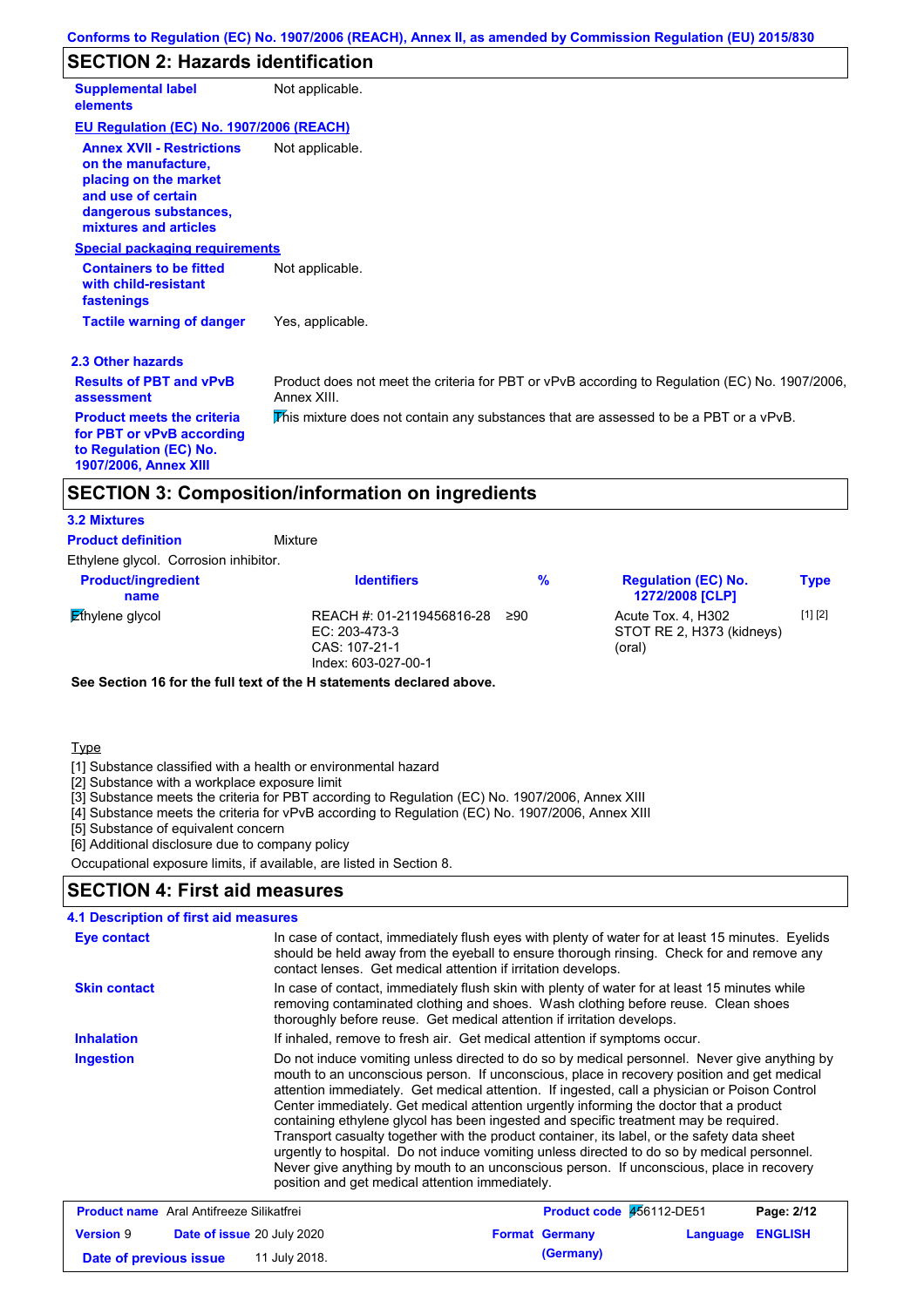## SECTION 2: Hazards identification

| | |
|---|---|
| **Supplemental label elements** | Not applicable. |

**EU Regulation (EC) No. 1907/2006 (REACH)**

| | |
|---|---|
| **Annex XVII - Restrictions on the manufacture, placing on the market and use of certain dangerous substances, mixtures and articles** | Not applicable. |

**Special packaging requirements**

| | |
|---|---|
| **Containers to be fitted with child-resistant fastenings** | Not applicable. |
| **Tactile warning of danger** | Yes, applicable. |

### 2.3 Other hazards

| | |
|---|---|
| **Results of PBT and vPvB assessment** | Product does not meet the criteria for PBT or vPvB according to Regulation (EC) No. 1907/2006, Annex XIII. |
| **Product meets the criteria for PBT or vPvB according to Regulation (EC) No. 1907/2006, Annex XIII** | This mixture does not contain any substances that are assessed to be a PBT or a vPvB. |

## SECTION 3: Composition/information on ingredients

### 3.2 Mixtures

**Product definition** Mixture

Ethylene glycol. Corrosion inhibitor.

| Product/ingredient name | Identifiers | % | Regulation (EC) No. 1272/2008 [CLP] | Type |
|---|---|---|---|---|
| Ethylene glycol | REACH #: 01-2119456816-28<br>EC: 203-473-3<br>CAS: 107-21-1<br>Index: 603-027-00-1 | ≥90 | Acute Tox. 4, H302<br>STOT RE 2, H373 (kidneys) (oral) | [1] [2] |

**See Section 16 for the full text of the H statements declared above.**

Type

[1] Substance classified with a health or environmental hazard
[2] Substance with a workplace exposure limit
[3] Substance meets the criteria for PBT according to Regulation (EC) No. 1907/2006, Annex XIII
[4] Substance meets the criteria for vPvB according to Regulation (EC) No. 1907/2006, Annex XIII
[5] Substance of equivalent concern
[6] Additional disclosure due to company policy

Occupational exposure limits, if available, are listed in Section 8.

## SECTION 4: First aid measures

### 4.1 Description of first aid measures

| | |
|---|---|
| **Eye contact** | In case of contact, immediately flush eyes with plenty of water for at least 15 minutes. Eyelids should be held away from the eyeball to ensure thorough rinsing. Check for and remove any contact lenses. Get medical attention if irritation develops. |
| **Skin contact** | In case of contact, immediately flush skin with plenty of water for at least 15 minutes while removing contaminated clothing and shoes. Wash clothing before reuse. Clean shoes thoroughly before reuse. Get medical attention if irritation develops. |
| **Inhalation** | If inhaled, remove to fresh air. Get medical attention if symptoms occur. |
| **Ingestion** | Do not induce vomiting unless directed to do so by medical personnel. Never give anything by mouth to an unconscious person. If unconscious, place in recovery position and get medical attention immediately. Get medical attention. If ingested, call a physician or Poison Control Center immediately. Get medical attention urgently informing the doctor that a product containing ethylene glycol has been ingested and specific treatment may be required. Transport casualty together with the product container, its label, or the safety data sheet urgently to hospital. Do not induce vomiting unless directed to do so by medical personnel. Never give anything by mouth to an unconscious person. If unconscious, place in recovery position and get medical attention immediately. |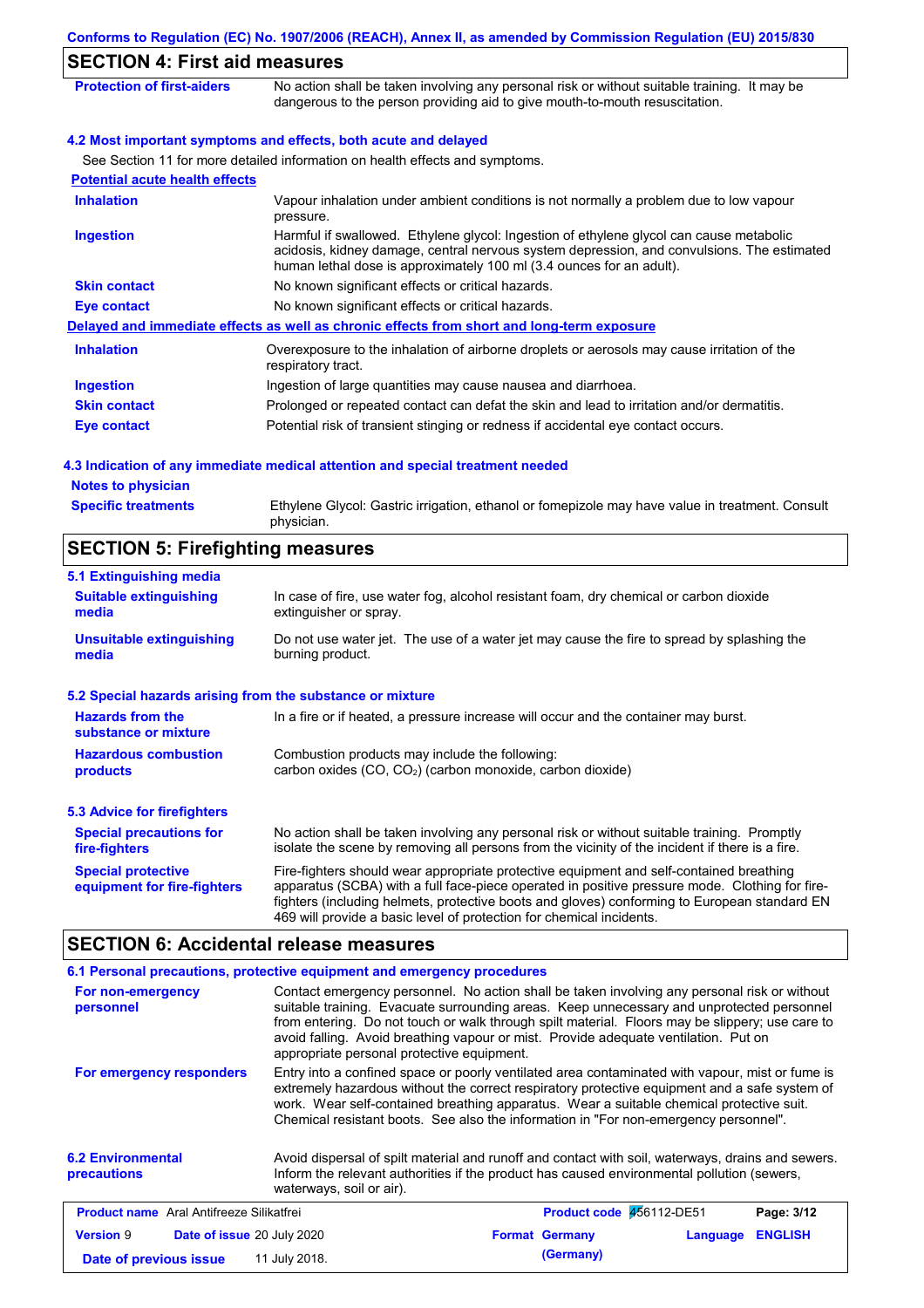## SECTION 4: First aid measures

| | |
|---|---|
| **Protection of first-aiders** | No action shall be taken involving any personal risk or without suitable training. It may be dangerous to the person providing aid to give mouth-to-mouth resuscitation. |

### 4.2 Most important symptoms and effects, both acute and delayed

See Section 11 for more detailed information on health effects and symptoms.

**Potential acute health effects**

| | |
|---|---|
| **Inhalation** | Vapour inhalation under ambient conditions is not normally a problem due to low vapour pressure. |
| **Ingestion** | Harmful if swallowed. Ethylene glycol: Ingestion of ethylene glycol can cause metabolic acidosis, kidney damage, central nervous system depression, and convulsions. The estimated human lethal dose is approximately 100 ml (3.4 ounces for an adult). |
| **Skin contact** | No known significant effects or critical hazards. |
| **Eye contact** | No known significant effects or critical hazards. |

**Delayed and immediate effects as well as chronic effects from short and long-term exposure**

| | |
|---|---|
| **Inhalation** | Overexposure to the inhalation of airborne droplets or aerosols may cause irritation of the respiratory tract. |
| **Ingestion** | Ingestion of large quantities may cause nausea and diarrhoea. |
| **Skin contact** | Prolonged or repeated contact can defat the skin and lead to irritation and/or dermatitis. |
| **Eye contact** | Potential risk of transient stinging or redness if accidental eye contact occurs. |

### 4.3 Indication of any immediate medical attention and special treatment needed

| | |
|---|---|
| **Notes to physician** | |
| **Specific treatments** | Ethylene Glycol: Gastric irrigation, ethanol or fomepizole may have value in treatment. Consult physician. |

## SECTION 5: Firefighting measures

### 5.1 Extinguishing media

| | |
|---|---|
| **Suitable extinguishing media** | In case of fire, use water fog, alcohol resistant foam, dry chemical or carbon dioxide extinguisher or spray. |
| **Unsuitable extinguishing media** | Do not use water jet. The use of a water jet may cause the fire to spread by splashing the burning product. |

### 5.2 Special hazards arising from the substance or mixture

| | |
|---|---|
| **Hazards from the substance or mixture** | In a fire or if heated, a pressure increase will occur and the container may burst. |
| **Hazardous combustion products** | Combustion products may include the following: carbon oxides ($CO$, $CO_2$) (carbon monoxide, carbon dioxide) |

### 5.3 Advice for firefighters

| | |
|---|---|
| **Special precautions for fire-fighters** | No action shall be taken involving any personal risk or without suitable training. Promptly isolate the scene by removing all persons from the vicinity of the incident if there is a fire. |
| **Special protective equipment for fire-fighters** | Fire-fighters should wear appropriate protective equipment and self-contained breathing apparatus (SCBA) with a full face-piece operated in positive pressure mode. Clothing for fire-fighters (including helmets, protective boots and gloves) conforming to European standard EN 469 will provide a basic level of protection for chemical incidents. |

## SECTION 6: Accidental release measures

### 6.1 Personal precautions, protective equipment and emergency procedures

| | |
|---|---|
| **For non-emergency personnel** | Contact emergency personnel. No action shall be taken involving any personal risk or without suitable training. Evacuate surrounding areas. Keep unnecessary and unprotected personnel from entering. Do not touch or walk through spilt material. Floors may be slippery; use care to avoid falling. Avoid breathing vapour or mist. Provide adequate ventilation. Put on appropriate personal protective equipment. |
| **For emergency responders** | Entry into a confined space or poorly ventilated area contaminated with vapour, mist or fume is extremely hazardous without the correct respiratory protective equipment and a safe system of work. Wear self-contained breathing apparatus. Wear a suitable chemical protective suit. Chemical resistant boots. See also the information in "For non-emergency personnel". |

| | |
|---|---|
| **6.2 Environmental precautions** | Avoid dispersal of spilt material and runoff and contact with soil, waterways, drains and sewers. Inform the relevant authorities if the product has caused environmental pollution (sewers, waterways, soil or air). |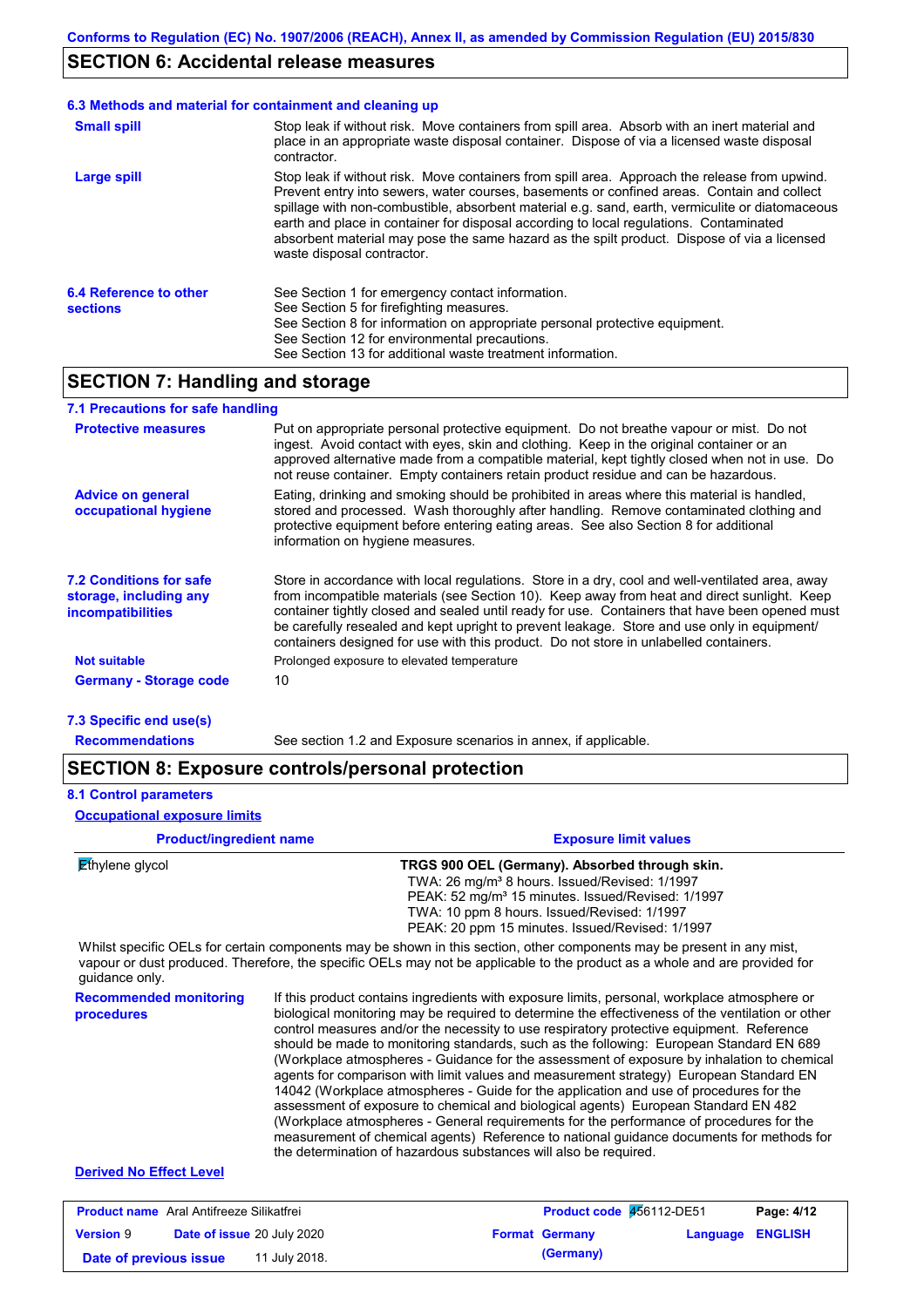## SECTION 6: Accidental release measures

### 6.3 Methods and material for containment and cleaning up

**Small spill** Stop leak if without risk. Move containers from spill area. Absorb with an inert material and place in an appropriate waste disposal container. Dispose of via a licensed waste disposal contractor.

**Large spill** Stop leak if without risk. Move containers from spill area. Approach the release from upwind. Prevent entry into sewers, water courses, basements or confined areas. Contain and collect spillage with non-combustible, absorbent material e.g. sand, earth, vermiculite or diatomaceous earth and place in container for disposal according to local regulations. Contaminated absorbent material may pose the same hazard as the spilt product. Dispose of via a licensed waste disposal contractor.

### 6.4 Reference to other sections

See Section 1 for emergency contact information.
See Section 5 for firefighting measures.
See Section 8 for information on appropriate personal protective equipment.
See Section 12 for environmental precautions.
See Section 13 for additional waste treatment information.

## SECTION 7: Handling and storage

### 7.1 Precautions for safe handling

**Protective measures** Put on appropriate personal protective equipment. Do not breathe vapour or mist. Do not ingest. Avoid contact with eyes, skin and clothing. Keep in the original container or an approved alternative made from a compatible material, kept tightly closed when not in use. Do not reuse container. Empty containers retain product residue and can be hazardous.

**Advice on general occupational hygiene** Eating, drinking and smoking should be prohibited in areas where this material is handled, stored and processed. Wash thoroughly after handling. Remove contaminated clothing and protective equipment before entering eating areas. See also Section 8 for additional information on hygiene measures.

### 7.2 Conditions for safe storage, including any incompatibilities

Store in accordance with local regulations. Store in a dry, cool and well-ventilated area, away from incompatible materials (see Section 10). Keep away from heat and direct sunlight. Keep container tightly closed and sealed until ready for use. Containers that have been opened must be carefully resealed and kept upright to prevent leakage. Store and use only in equipment/ containers designed for use with this product. Do not store in unlabelled containers.

**Not suitable** Prolonged exposure to elevated temperature

**Germany - Storage code** 10

### 7.3 Specific end use(s)

**Recommendations** See section 1.2 and Exposure scenarios in annex, if applicable.

## SECTION 8: Exposure controls/personal protection

### 8.1 Control parameters

**Occupational exposure limits**

| Product/ingredient name | Exposure limit values |
|---|---|
| Ethylene glycol | **TRGS 900 OEL (Germany). Absorbed through skin.**<br>TWA: 26 mg/m³ 8 hours. Issued/Revised: 1/1997<br>PEAK: 52 mg/m³ 15 minutes. Issued/Revised: 1/1997<br>TWA: 10 ppm 8 hours. Issued/Revised: 1/1997<br>PEAK: 20 ppm 15 minutes. Issued/Revised: 1/1997 |

Whilst specific OELs for certain components may be shown in this section, other components may be present in any mist, vapour or dust produced. Therefore, the specific OELs may not be applicable to the product as a whole and are provided for guidance only.

**Recommended monitoring procedures** If this product contains ingredients with exposure limits, personal, workplace atmosphere or biological monitoring may be required to determine the effectiveness of the ventilation or other control measures and/or the necessity to use respiratory protective equipment. Reference should be made to monitoring standards, such as the following: European Standard EN 689 (Workplace atmospheres - Guidance for the assessment of exposure by inhalation to chemical agents for comparison with limit values and measurement strategy) European Standard EN 14042 (Workplace atmospheres - Guide for the application and use of procedures for the assessment of exposure to chemical and biological agents) European Standard EN 482 (Workplace atmospheres - General requirements for the performance of procedures for the measurement of chemical agents) Reference to national guidance documents for methods for the determination of hazardous substances will also be required.

**Derived No Effect Level**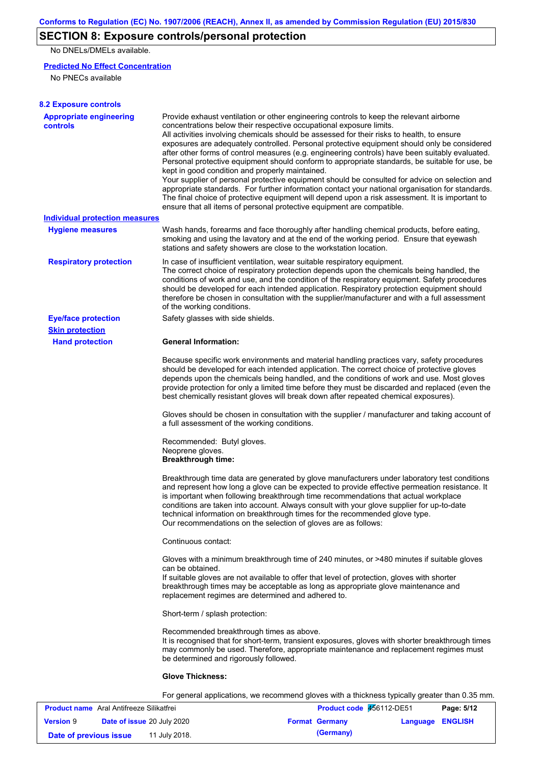## SECTION 8: Exposure controls/personal protection

No DNELs/DMELs available.

**Predicted No Effect Concentration**

No PNECs available

### 8.2 Exposure controls

**Appropriate engineering controls**

Provide exhaust ventilation or other engineering controls to keep the relevant airborne concentrations below their respective occupational exposure limits.
All activities involving chemicals should be assessed for their risks to health, to ensure exposures are adequately controlled. Personal protective equipment should only be considered after other forms of control measures (e.g. engineering controls) have been suitably evaluated. Personal protective equipment should conform to appropriate standards, be suitable for use, be kept in good condition and properly maintained.
Your supplier of personal protective equipment should be consulted for advice on selection and appropriate standards. For further information contact your national organisation for standards.
The final choice of protective equipment will depend upon a risk assessment. It is important to ensure that all items of personal protective equipment are compatible.

**Individual protection measures**

**Hygiene measures**

Wash hands, forearms and face thoroughly after handling chemical products, before eating, smoking and using the lavatory and at the end of the working period. Ensure that eyewash stations and safety showers are close to the workstation location.

**Respiratory protection**

In case of insufficient ventilation, wear suitable respiratory equipment.
The correct choice of respiratory protection depends upon the chemicals being handled, the conditions of work and use, and the condition of the respiratory equipment. Safety procedures should be developed for each intended application. Respiratory protection equipment should therefore be chosen in consultation with the supplier/manufacturer and with a full assessment of the working conditions.

**Eye/face protection**

Safety glasses with side shields.

**Skin protection**

**Hand protection**

**General Information:**

Because specific work environments and material handling practices vary, safety procedures should be developed for each intended application. The correct choice of protective gloves depends upon the chemicals being handled, and the conditions of work and use. Most gloves provide protection for only a limited time before they must be discarded and replaced (even the best chemically resistant gloves will break down after repeated chemical exposures).

Gloves should be chosen in consultation with the supplier / manufacturer and taking account of a full assessment of the working conditions.

Recommended: Butyl gloves.
Neoprene gloves.

**Breakthrough time:**

Breakthrough time data are generated by glove manufacturers under laboratory test conditions and represent how long a glove can be expected to provide effective permeation resistance. It is important when following breakthrough time recommendations that actual workplace conditions are taken into account. Always consult with your glove supplier for up-to-date technical information on breakthrough times for the recommended glove type.
Our recommendations on the selection of gloves are as follows:

Continuous contact:

Gloves with a minimum breakthrough time of 240 minutes, or >480 minutes if suitable gloves can be obtained.
If suitable gloves are not available to offer that level of protection, gloves with shorter breakthrough times may be acceptable as long as appropriate glove maintenance and replacement regimes are determined and adhered to.

Short-term / splash protection:

Recommended breakthrough times as above.
It is recognised that for short-term, transient exposures, gloves with shorter breakthrough times may commonly be used. Therefore, appropriate maintenance and replacement regimes must be determined and rigorously followed.

**Glove Thickness:**

For general applications, we recommend gloves with a thickness typically greater than 0.35 mm.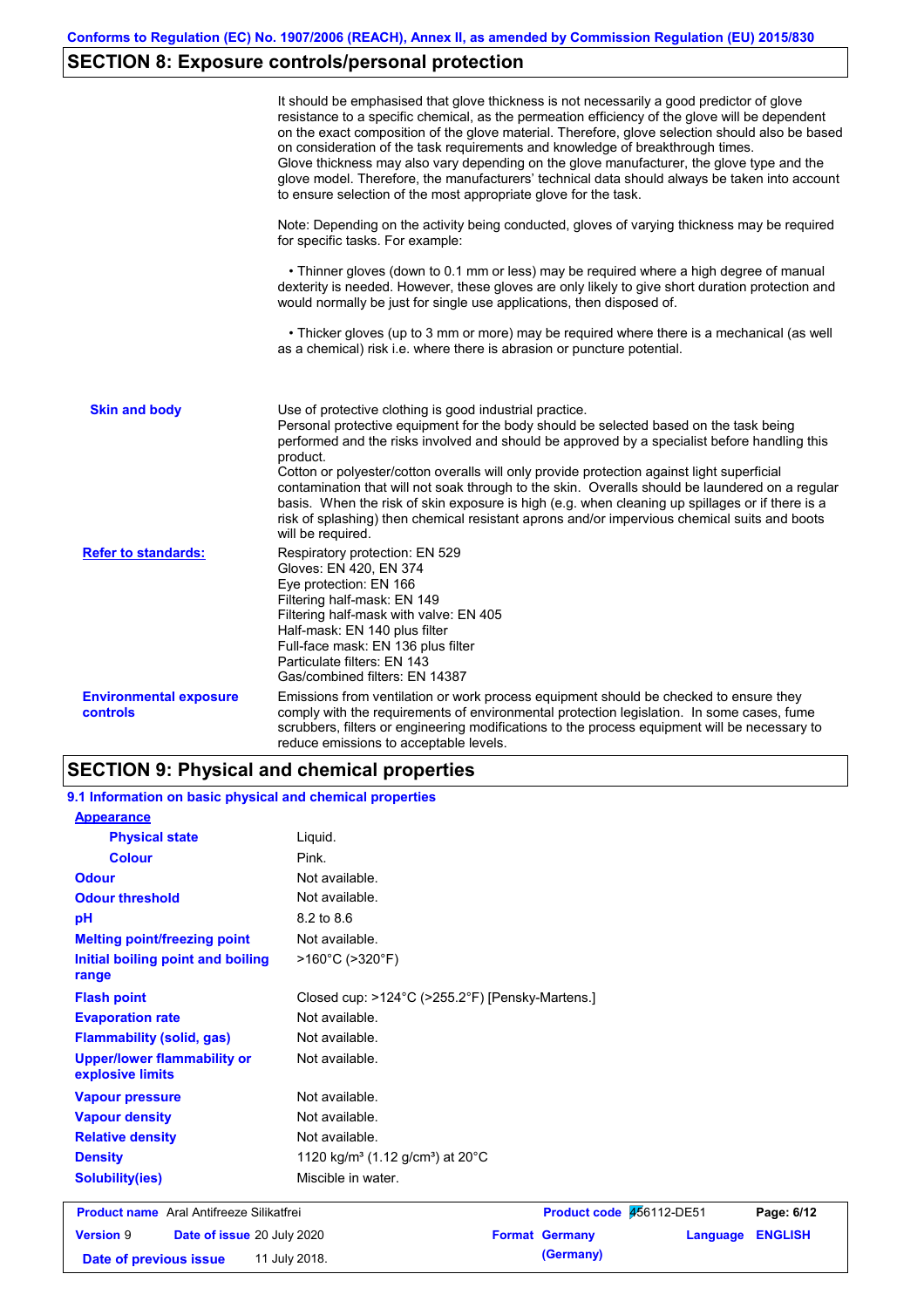## SECTION 8: Exposure controls/personal protection

It should be emphasised that glove thickness is not necessarily a good predictor of glove resistance to a specific chemical, as the permeation efficiency of the glove will be dependent on the exact composition of the glove material. Therefore, glove selection should also be based on consideration of the task requirements and knowledge of breakthrough times.
Glove thickness may also vary depending on the glove manufacturer, the glove type and the glove model. Therefore, the manufacturers' technical data should always be taken into account to ensure selection of the most appropriate glove for the task.

Note: Depending on the activity being conducted, gloves of varying thickness may be required for specific tasks. For example:

• Thinner gloves (down to 0.1 mm or less) may be required where a high degree of manual dexterity is needed. However, these gloves are only likely to give short duration protection and would normally be just for single use applications, then disposed of.

• Thicker gloves (up to 3 mm or more) may be required where there is a mechanical (as well as a chemical) risk i.e. where there is abrasion or puncture potential.

**Skin and body**

Use of protective clothing is good industrial practice.
Personal protective equipment for the body should be selected based on the task being performed and the risks involved and should be approved by a specialist before handling this product.
Cotton or polyester/cotton overalls will only provide protection against light superficial contamination that will not soak through to the skin. Overalls should be laundered on a regular basis. When the risk of skin exposure is high (e.g. when cleaning up spillages or if there is a risk of splashing) then chemical resistant aprons and/or impervious chemical suits and boots will be required.

**Refer to standards:**

Respiratory protection: EN 529
Gloves: EN 420, EN 374
Eye protection: EN 166
Filtering half-mask: EN 149
Filtering half-mask with valve: EN 405
Half-mask: EN 140 plus filter
Full-face mask: EN 136 plus filter
Particulate filters: EN 143
Gas/combined filters: EN 14387

**Environmental exposure controls**

Emissions from ventilation or work process equipment should be checked to ensure they comply with the requirements of environmental protection legislation. In some cases, fume scrubbers, filters or engineering modifications to the process equipment will be necessary to reduce emissions to acceptable levels.

## SECTION 9: Physical and chemical properties

### 9.1 Information on basic physical and chemical properties

**Appearance**

| Property | Value |
|---|---|
| Physical state | Liquid. |
| Colour | Pink. |
| Odour | Not available. |
| Odour threshold | Not available. |
| pH | 8.2 to 8.6 |
| Melting point/freezing point | Not available. |
| Initial boiling point and boiling range | >160°C (>320°F) |
| Flash point | Closed cup: >124°C (>255.2°F) [Pensky-Martens.] |
| Evaporation rate | Not available. |
| Flammability (solid, gas) | Not available. |
| Upper/lower flammability or explosive limits | Not available. |
| Vapour pressure | Not available. |
| Vapour density | Not available. |
| Relative density | Not available. |
| Density | 1120 kg/m³ (1.12 g/cm³) at 20°C |
| Solubility(ies) | Miscible in water. |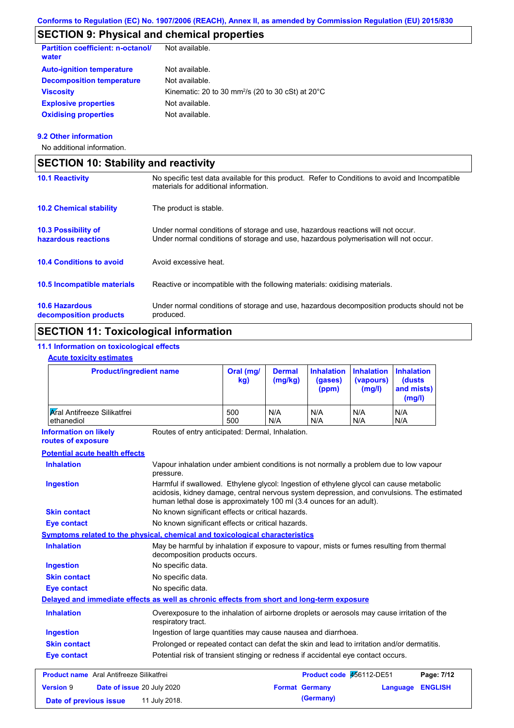## SECTION 9: Physical and chemical properties

| | |
|---|---|
| **Partition coefficient: n-octanol/water** | Not available. |
| **Auto-ignition temperature** | Not available. |
| **Decomposition temperature** | Not available. |
| **Viscosity** | Kinematic: 20 to 30 mm²/s (20 to 30 cSt) at 20°C |
| **Explosive properties** | Not available. |
| **Oxidising properties** | Not available. |

### 9.2 Other information

No additional information.

## SECTION 10: Stability and reactivity

| | |
|---|---|
| **10.1 Reactivity** | No specific test data available for this product. Refer to Conditions to avoid and Incompatible materials for additional information. |
| **10.2 Chemical stability** | The product is stable. |
| **10.3 Possibility of hazardous reactions** | Under normal conditions of storage and use, hazardous reactions will not occur. Under normal conditions of storage and use, hazardous polymerisation will not occur. |
| **10.4 Conditions to avoid** | Avoid excessive heat. |
| **10.5 Incompatible materials** | Reactive or incompatible with the following materials: oxidising materials. |
| **10.6 Hazardous decomposition products** | Under normal conditions of storage and use, hazardous decomposition products should not be produced. |

## SECTION 11: Toxicological information

### 11.1 Information on toxicological effects

**Acute toxicity estimates**

| Product/ingredient name | Oral (mg/kg) | Dermal (mg/kg) | Inhalation (gases) (ppm) | Inhalation (vapours) (mg/l) | Inhalation (dusts and mists) (mg/l) |
|---|---|---|---|---|---|
| Aral Antifreeze Silikatfrei | 500 | N/A | N/A | N/A | N/A |
| ethanediol | 500 | N/A | N/A | N/A | N/A |

**Information on likely routes of exposure**: Routes of entry anticipated: Dermal, Inhalation.

**Potential acute health effects**

| | |
|---|---|
| **Inhalation** | Vapour inhalation under ambient conditions is not normally a problem due to low vapour pressure. |
| **Ingestion** | Harmful if swallowed. Ethylene glycol: Ingestion of ethylene glycol can cause metabolic acidosis, kidney damage, central nervous system depression, and convulsions. The estimated human lethal dose is approximately 100 ml (3.4 ounces for an adult). |
| **Skin contact** | No known significant effects or critical hazards. |
| **Eye contact** | No known significant effects or critical hazards. |

**Symptoms related to the physical, chemical and toxicological characteristics**

| | |
|---|---|
| **Inhalation** | May be harmful by inhalation if exposure to vapour, mists or fumes resulting from thermal decomposition products occurs. |
| **Ingestion** | No specific data. |
| **Skin contact** | No specific data. |
| **Eye contact** | No specific data. |

**Delayed and immediate effects as well as chronic effects from short and long-term exposure**

| | |
|---|---|
| **Inhalation** | Overexposure to the inhalation of airborne droplets or aerosols may cause irritation of the respiratory tract. |
| **Ingestion** | Ingestion of large quantities may cause nausea and diarrhoea. |
| **Skin contact** | Prolonged or repeated contact can defat the skin and lead to irritation and/or dermatitis. |
| **Eye contact** | Potential risk of transient stinging or redness if accidental eye contact occurs. |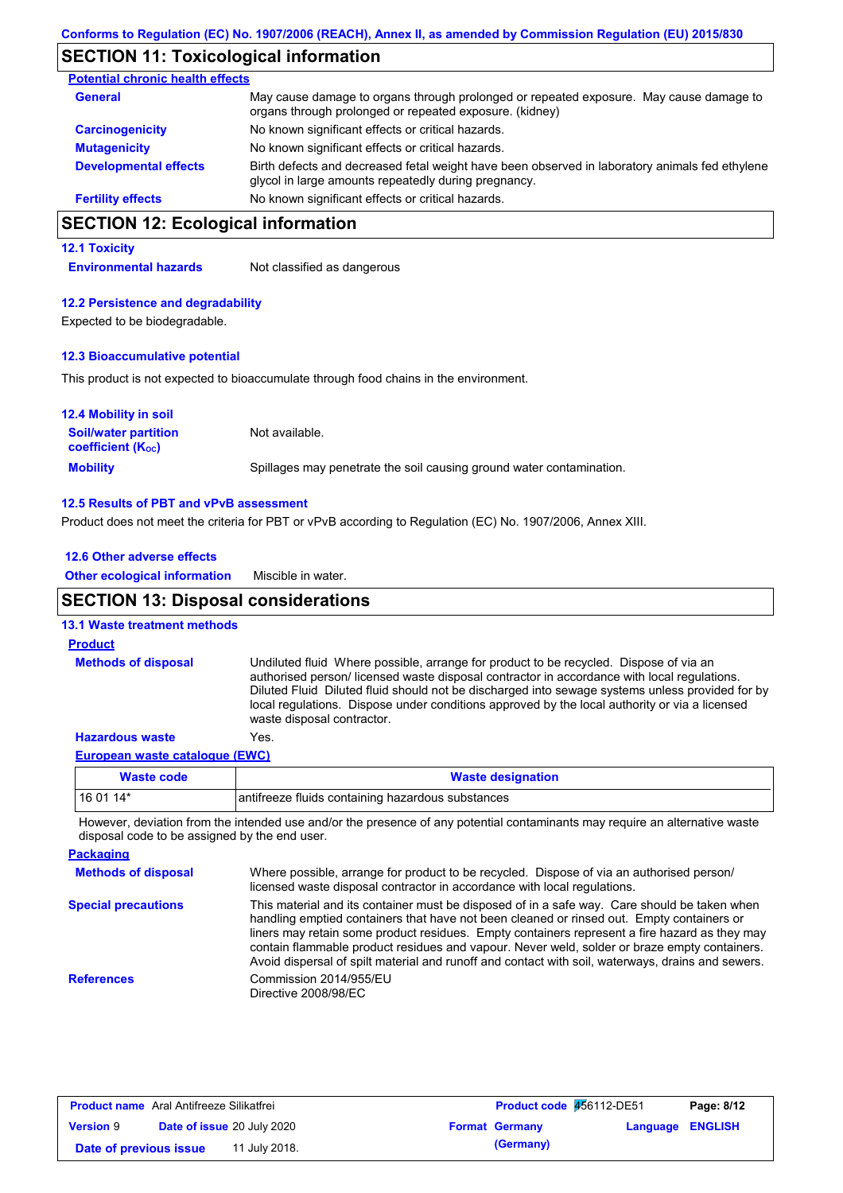## SECTION 11: Toxicological information

**Potential chronic health effects**

| | |
|---|---|
| **General** | May cause damage to organs through prolonged or repeated exposure. May cause damage to organs through prolonged or repeated exposure. (kidney) |
| **Carcinogenicity** | No known significant effects or critical hazards. |
| **Mutagenicity** | No known significant effects or critical hazards. |
| **Developmental effects** | Birth defects and decreased fetal weight have been observed in laboratory animals fed ethylene glycol in large amounts repeatedly during pregnancy. |
| **Fertility effects** | No known significant effects or critical hazards. |

## SECTION 12: Ecological information

### 12.1 Toxicity

**Environmental hazards** Not classified as dangerous

### 12.2 Persistence and degradability

Expected to be biodegradable.

### 12.3 Bioaccumulative potential

This product is not expected to bioaccumulate through food chains in the environment.

### 12.4 Mobility in soil

| | |
|---|---|
| **Soil/water partition coefficient ($K_{OC}$)** | Not available. |
| **Mobility** | Spillages may penetrate the soil causing ground water contamination. |

### 12.5 Results of PBT and vPvB assessment

Product does not meet the criteria for PBT or vPvB according to Regulation (EC) No. 1907/2006, Annex XIII.

### 12.6 Other adverse effects

**Other ecological information** Miscible in water.

## SECTION 13: Disposal considerations

### 13.1 Waste treatment methods

**Product**

**Methods of disposal** Undiluted fluid Where possible, arrange for product to be recycled. Dispose of via an authorised person/ licensed waste disposal contractor in accordance with local regulations. Diluted Fluid Diluted fluid should not be discharged into sewage systems unless provided for by local regulations. Dispose under conditions approved by the local authority or via a licensed waste disposal contractor.

**Hazardous waste** Yes.

**European waste catalogue (EWC)**

| Waste code | Waste designation |
|---|---|
| 16 01 14* | antifreeze fluids containing hazardous substances |

However, deviation from the intended use and/or the presence of any potential contaminants may require an alternative waste disposal code to be assigned by the end user.

**Packaging**

| | |
|---|---|
| **Methods of disposal** | Where possible, arrange for product to be recycled. Dispose of via an authorised person/ licensed waste disposal contractor in accordance with local regulations. |
| **Special precautions** | This material and its container must be disposed of in a safe way. Care should be taken when handling emptied containers that have not been cleaned or rinsed out. Empty containers or liners may retain some product residues. Empty containers represent a fire hazard as they may contain flammable product residues and vapour. Never weld, solder or braze empty containers. Avoid dispersal of spilt material and runoff and contact with soil, waterways, drains and sewers. |
| **References** | Commission 2014/955/EU<br>Directive 2008/98/EC |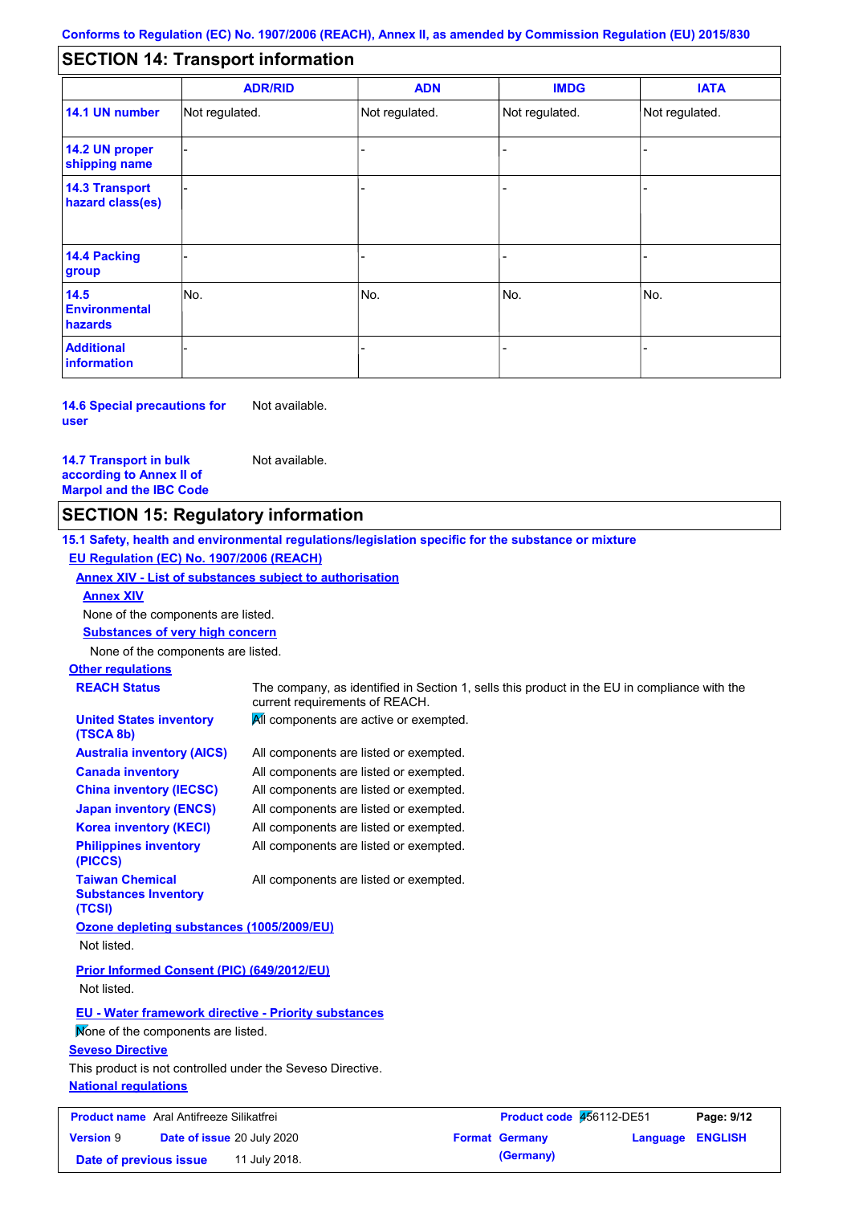## SECTION 14: Transport information

| | ADR/RID | ADN | IMDG | IATA |
|---|---|---|---|---|
| **14.1 UN number** | Not regulated. | Not regulated. | Not regulated. | Not regulated. |
| **14.2 UN proper shipping name** | - | - | - | - |
| **14.3 Transport hazard class(es)** | - | - | - | - |
| **14.4 Packing group** | - | - | - | - |
| **14.5 Environmental hazards** | No. | No. | No. | No. |
| **Additional information** | - | - | - | - |

**14.6 Special precautions for user** Not available.

**14.7 Transport in bulk according to Annex II of Marpol and the IBC Code** Not available.

## SECTION 15: Regulatory information

**15.1 Safety, health and environmental regulations/legislation specific for the substance or mixture**

**EU Regulation (EC) No. 1907/2006 (REACH)**

**Annex XIV - List of substances subject to authorisation**

**Annex XIV**

None of the components are listed.

**Substances of very high concern**

None of the components are listed.

**Other regulations**

**REACH Status** The company, as identified in Section 1, sells this product in the EU in compliance with the current requirements of REACH.

**United States inventory (TSCA 8b)** All components are active or exempted.

**Australia inventory (AICS)** All components are listed or exempted.

**Canada inventory** All components are listed or exempted.

**China inventory (IECSC)** All components are listed or exempted.

**Japan inventory (ENCS)** All components are listed or exempted.

**Korea inventory (KECI)** All components are listed or exempted.

**Philippines inventory (PICCS)** All components are listed or exempted.

**Taiwan Chemical Substances Inventory (TCSI)** All components are listed or exempted.

**Ozone depleting substances (1005/2009/EU)**

Not listed.

**Prior Informed Consent (PIC) (649/2012/EU)**

Not listed.

**EU - Water framework directive - Priority substances**

None of the components are listed.

**Seveso Directive**

This product is not controlled under the Seveso Directive.

**National regulations**

| **Product name** Aral Antifreeze Silikatfrei | **Product code** 456112-DE51 | |
|---|---|---|
| **Version** 9 **Date of issue** 20 July 2020 | **Format** Germany (Germany) | **Language** ENGLISH |
| **Date of previous issue** 11 July 2018. | | |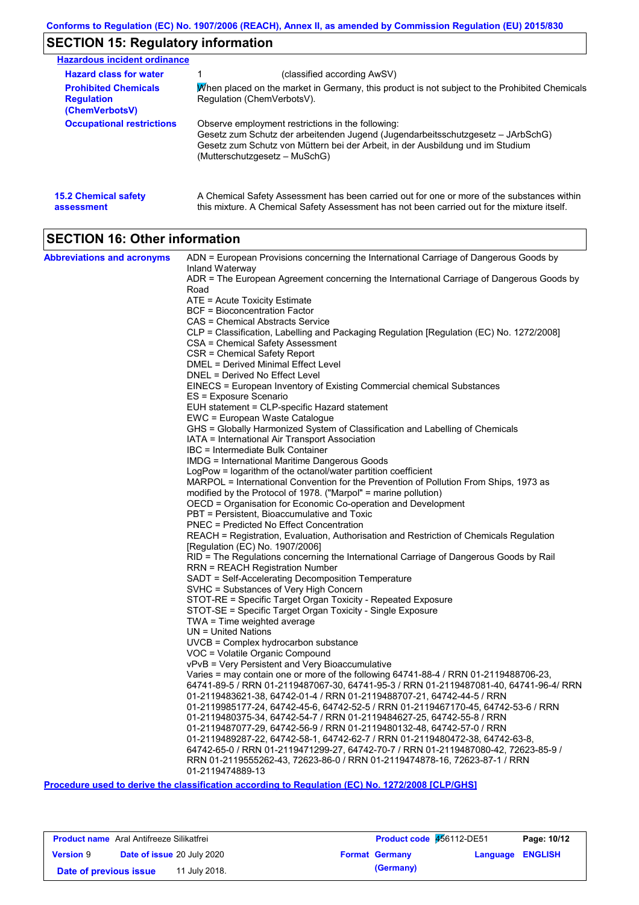## SECTION 15: Regulatory information

**Hazardous incident ordinance**

| | |
|---|---|
| **Hazard class for water** | 1 (classified according AwSV) |
| **Prohibited Chemicals Regulation (ChemVerbotsV)** | When placed on the market in Germany, this product is not subject to the Prohibited Chemicals Regulation (ChemVerbotsV). |
| **Occupational restrictions** | Observe employment restrictions in the following:<br>Gesetz zum Schutz der arbeitenden Jugend (Jugendarbeitsschutzgesetz – JArbSchG)<br>Gesetz zum Schutz von Müttern bei der Arbeit, in der Ausbildung und im Studium (Mutterschutzgesetz – MuSchG) |

**15.2 Chemical safety assessment**

A Chemical Safety Assessment has been carried out for one or more of the substances within this mixture. A Chemical Safety Assessment has not been carried out for the mixture itself.

## SECTION 16: Other information

**Abbreviations and acronyms**

ADN = European Provisions concerning the International Carriage of Dangerous Goods by Inland Waterway
ADR = The European Agreement concerning the International Carriage of Dangerous Goods by Road
ATE = Acute Toxicity Estimate
BCF = Bioconcentration Factor
CAS = Chemical Abstracts Service
CLP = Classification, Labelling and Packaging Regulation [Regulation (EC) No. 1272/2008]
CSA = Chemical Safety Assessment
CSR = Chemical Safety Report
DMEL = Derived Minimal Effect Level
DNEL = Derived No Effect Level
EINECS = European Inventory of Existing Commercial chemical Substances
ES = Exposure Scenario
EUH statement = CLP-specific Hazard statement
EWC = European Waste Catalogue
GHS = Globally Harmonized System of Classification and Labelling of Chemicals
IATA = International Air Transport Association
IBC = Intermediate Bulk Container
IMDG = International Maritime Dangerous Goods
LogPow = logarithm of the octanol/water partition coefficient
MARPOL = International Convention for the Prevention of Pollution From Ships, 1973 as modified by the Protocol of 1978. ("Marpol" = marine pollution)
OECD = Organisation for Economic Co-operation and Development
PBT = Persistent, Bioaccumulative and Toxic
PNEC = Predicted No Effect Concentration
REACH = Registration, Evaluation, Authorisation and Restriction of Chemicals Regulation [Regulation (EC) No. 1907/2006]
RID = The Regulations concerning the International Carriage of Dangerous Goods by Rail
RRN = REACH Registration Number
SADT = Self-Accelerating Decomposition Temperature
SVHC = Substances of Very High Concern
STOT-RE = Specific Target Organ Toxicity - Repeated Exposure
STOT-SE = Specific Target Organ Toxicity - Single Exposure
TWA = Time weighted average
UN = United Nations
UVCB = Complex hydrocarbon substance
VOC = Volatile Organic Compound
vPvB = Very Persistent and Very Bioaccumulative
Varies = may contain one or more of the following 64741-88-4 / RRN 01-2119488706-23, 64741-89-5 / RRN 01-2119487067-30, 64741-95-3 / RRN 01-2119487081-40, 64741-96-4/ RRN 01-2119483621-38, 64742-01-4 / RRN 01-2119488707-21, 64742-44-5 / RRN 01-2119985177-24, 64742-45-6, 64742-52-5 / RRN 01-2119467170-45, 64742-53-6 / RRN 01-2119480375-34, 64742-54-7 / RRN 01-2119484627-25, 64742-55-8 / RRN 01-2119487077-29, 64742-56-9 / RRN 01-2119480132-48, 64742-57-0 / RRN 01-2119489287-22, 64742-58-1, 64742-62-7 / RRN 01-2119480472-38, 64742-63-8, 64742-65-0 / RRN 01-2119471299-27, 64742-70-7 / RRN 01-2119487080-42, 72623-85-9 / RRN 01-2119555262-43, 72623-86-0 / RRN 01-2119474878-16, 72623-87-1 / RRN 01-2119474889-13

**Procedure used to derive the classification according to Regulation (EC) No. 1272/2008 [CLP/GHS]**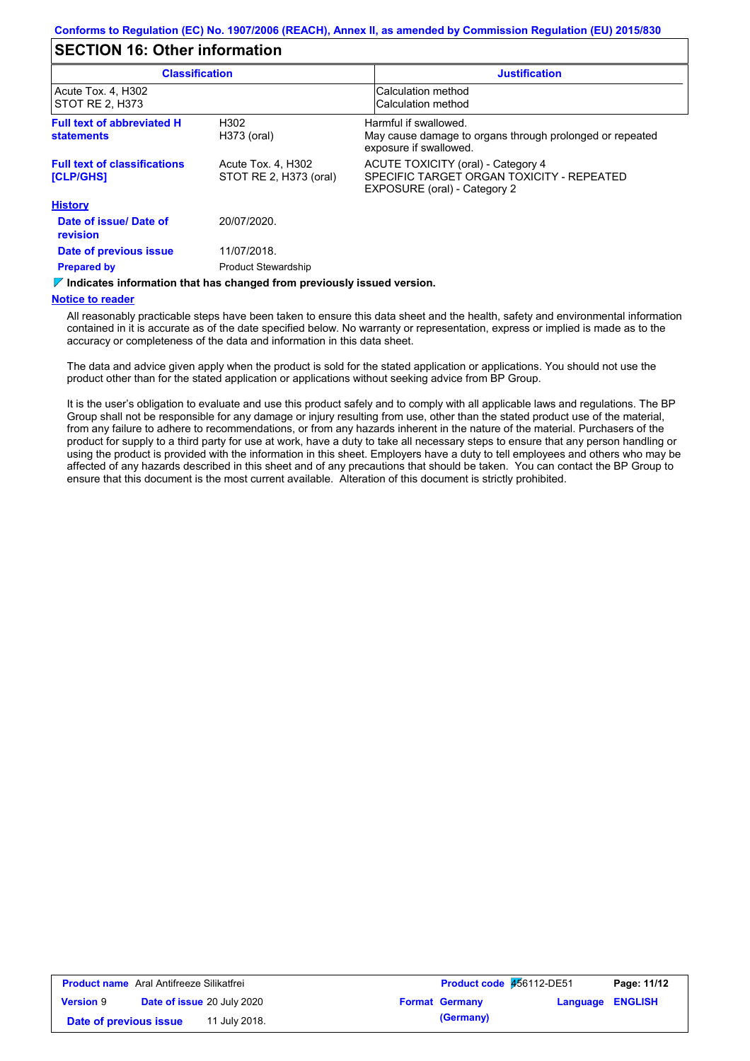Conforms to Regulation (EC) No. 1907/2006 (REACH), Annex II, as amended by Commission Regulation (EU) 2015/830

## SECTION 16: Other information

| Classification | Justification |
| --- | --- |
| Acute Tox. 4, H302 | Calculation method |
| STOT RE 2, H373 | Calculation method |

**Full text of abbreviated H statements**

| | |
| --- | --- |
| H302 | Harmful if swallowed. |
| H373 (oral) | May cause damage to organs through prolonged or repeated exposure if swallowed. |

**Full text of classifications [CLP/GHS]**

| | |
| --- | --- |
| Acute Tox. 4, H302 | ACUTE TOXICITY (oral) - Category 4 |
| STOT RE 2, H373 (oral) | SPECIFIC TARGET ORGAN TOXICITY - REPEATED EXPOSURE (oral) - Category 2 |

**History**

**Date of issue/ Date of revision** 20/07/2020.

**Date of previous issue** 11/07/2018.

**Prepared by** Product Stewardship

**Indicates information that has changed from previously issued version.**

**Notice to reader**

All reasonably practicable steps have been taken to ensure this data sheet and the health, safety and environmental information contained in it is accurate as of the date specified below. No warranty or representation, express or implied is made as to the accuracy or completeness of the data and information in this data sheet.

The data and advice given apply when the product is sold for the stated application or applications. You should not use the product other than for the stated application or applications without seeking advice from BP Group.

It is the user's obligation to evaluate and use this product safely and to comply with all applicable laws and regulations. The BP Group shall not be responsible for any damage or injury resulting from use, other than the stated product use of the material, from any failure to adhere to recommendations, or from any hazards inherent in the nature of the material. Purchasers of the product for supply to a third party for use at work, have a duty to take all necessary steps to ensure that any person handling or using the product is provided with the information in this sheet. Employers have a duty to tell employees and others who may be affected of any hazards described in this sheet and of any precautions that should be taken. You can contact the BP Group to ensure that this document is the most current available. Alteration of this document is strictly prohibited.